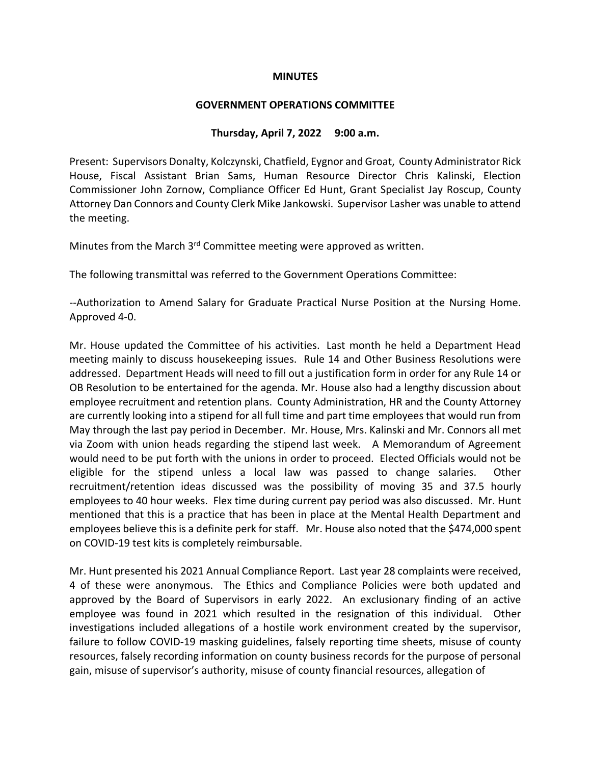**MINUTES**

**GOVERNMENT OPERATIONS COMMITTEE**

**Thursday, April 7, 2022 9:00 a.m.**

Present: Supervisors Donalty, Kolczynski, Chatfield, Eygnor and Groat, County Administrator Rick House, Fiscal Assistant Brian Sams, Human Resource Director Chris Kalinski, Election Commissioner John Zornow, Compliance Officer Ed Hunt, Grant Specialist Jay Roscup, County Attorney Dan Connors and County Clerk Mike Jankowski. Supervisor Lasher was unable to attend the meeting.

Minutes from the March 3rd Committee meeting were approved as written.

The following transmittal was referred to the Government Operations Committee:

--Authorization to Amend Salary for Graduate Practical Nurse Position at the Nursing Home. Approved 4-0.

Mr. House updated the Committee of his activities. Last month he held a Department Head meeting mainly to discuss housekeeping issues. Rule 14 and Other Business Resolutions were addressed. Department Heads will need to fill out a justification form in order for any Rule 14 or OB Resolution to be entertained for the agenda. Mr. House also had a lengthy discussion about employee recruitment and retention plans. County Administration, HR and the County Attorney are currently looking into a stipend for all full time and part time employees that would run from May through the last pay period in December. Mr. House, Mrs. Kalinski and Mr. Connors all met via Zoom with union heads regarding the stipend last week. A Memorandum of Agreement would need to be put forth with the unions in order to proceed. Elected Officials would not be eligible for the stipend unless a local law was passed to change salaries. Other recruitment/retention ideas discussed was the possibility of moving 35 and 37.5 hourly employees to 40 hour weeks. Flex time during current pay period was also discussed. Mr. Hunt mentioned that this is a practice that has been in place at the Mental Health Department and employees believe this is a definite perk for staff. Mr. House also noted that the $474,000 spent on COVID-19 test kits is completely reimbursable.

Mr. Hunt presented his 2021 Annual Compliance Report. Last year 28 complaints were received, 4 of these were anonymous. The Ethics and Compliance Policies were both updated and approved by the Board of Supervisors in early 2022. An exclusionary finding of an active employee was found in 2021 which resulted in the resignation of this individual. Other investigations included allegations of a hostile work environment created by the supervisor, failure to follow COVID-19 masking guidelines, falsely reporting time sheets, misuse of county resources, falsely recording information on county business records for the purpose of personal gain, misuse of supervisor's authority, misuse of county financial resources, allegation of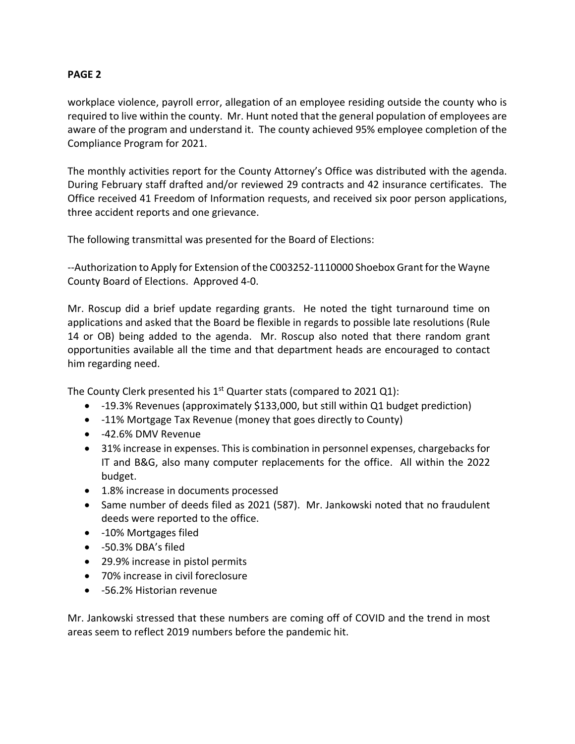workplace violence, payroll error, allegation of an employee residing outside the county who is required to live within the county. Mr. Hunt noted that the general population of employees are aware of the program and understand it. The county achieved 95% employee completion of the Compliance Program for 2021.

The monthly activities report for the County Attorney's Office was distributed with the agenda. During February staff drafted and/or reviewed 29 contracts and 42 insurance certificates. The Office received 41 Freedom of Information requests, and received six poor person applications, three accident reports and one grievance.

The following transmittal was presented for the Board of Elections:

--Authorization to Apply for Extension of the C003252-1110000 Shoebox Grant for the Wayne County Board of Elections. Approved 4-0.

Mr. Roscup did a brief update regarding grants. He noted the tight turnaround time on applications and asked that the Board be flexible in regards to possible late resolutions (Rule 14 or OB) being added to the agenda. Mr. Roscup also noted that there random grant opportunities available all the time and that department heads are encouraged to contact him regarding need.

The County Clerk presented his 1st Quarter stats (compared to 2021 Q1):

- -19.3% Revenues (approximately $133,000, but still within Q1 budget prediction)
- -11% Mortgage Tax Revenue (money that goes directly to County)
- -42.6% DMV Revenue
- 31% increase in expenses. This is combination in personnel expenses, chargebacks for IT and B&G, also many computer replacements for the office. All within the 2022 budget.
- 1.8% increase in documents processed
- Same number of deeds filed as 2021 (587). Mr. Jankowski noted that no fraudulent deeds were reported to the office.
- -10% Mortgages filed
- -50.3% DBA's filed
- 29.9% increase in pistol permits
- 70% increase in civil foreclosure
- -56.2% Historian revenue

Mr. Jankowski stressed that these numbers are coming off of COVID and the trend in most areas seem to reflect 2019 numbers before the pandemic hit.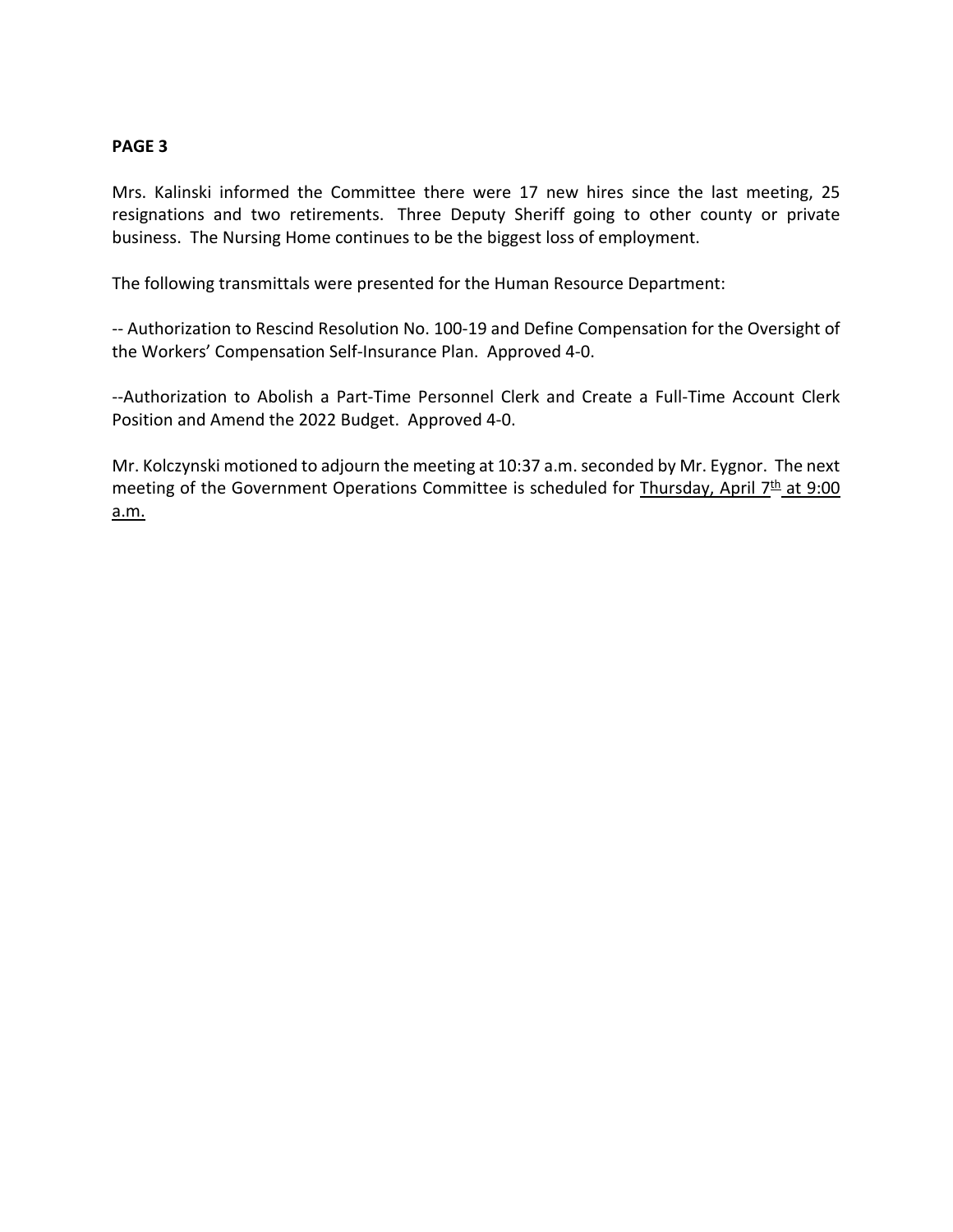Mrs. Kalinski informed the Committee there were 17 new hires since the last meeting, 25 resignations and two retirements. Three Deputy Sheriff going to other county or private business. The Nursing Home continues to be the biggest loss of employment.

The following transmittals were presented for the Human Resource Department:

-- Authorization to Rescind Resolution No. 100-19 and Define Compensation for the Oversight of the Workers' Compensation Self-Insurance Plan. Approved 4-0.

--Authorization to Abolish a Part-Time Personnel Clerk and Create a Full-Time Account Clerk Position and Amend the 2022 Budget. Approved 4-0.

Mr. Kolczynski motioned to adjourn the meeting at 10:37 a.m. seconded by Mr. Eygnor. The next meeting of the Government Operations Committee is scheduled for Thursday, April 7th at 9:00 a.m.